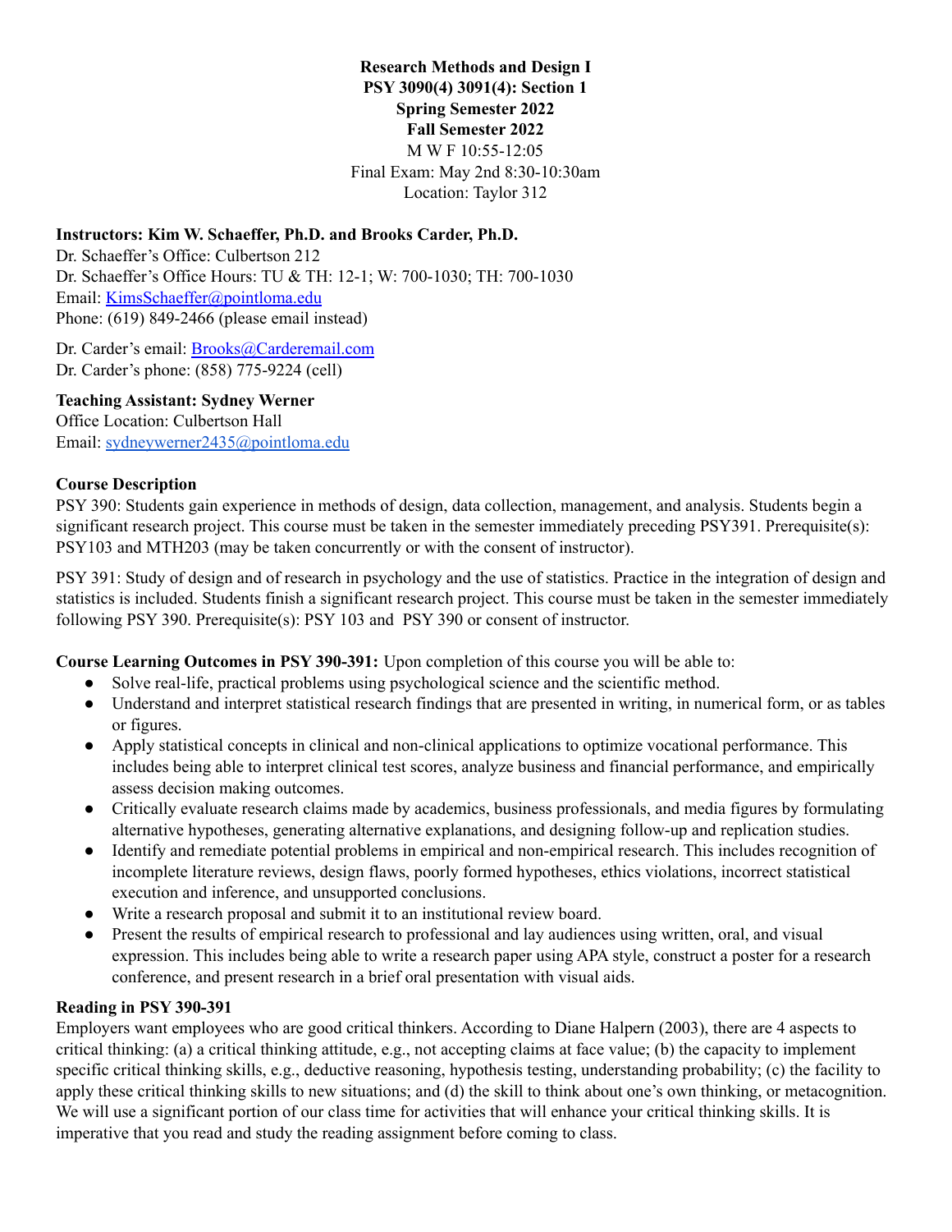**Research Methods and Design I**
**PSY 3090(4) 3091(4): Section 1**
**Spring Semester 2022**
**Fall Semester 2022**
M W F 10:55-12:05
Final Exam: May 2nd 8:30-10:30am
Location: Taylor 312

**Instructors: Kim W. Schaeffer, Ph.D. and Brooks Carder, Ph.D.**
Dr. Schaeffer's Office: Culbertson 212
Dr. Schaeffer's Office Hours: TU & TH: 12-1; W: 700-1030; TH: 700-1030
Email: KimsSchaeffer@pointloma.edu
Phone: (619) 849-2466 (please email instead)

Dr. Carder's email: Brooks@Carderemail.com
Dr. Carder's phone: (858) 775-9224 (cell)

**Teaching Assistant: Sydney Werner**
Office Location: Culbertson Hall
Email: sydneywerner2435@pointloma.edu

**Course Description**

PSY 390: Students gain experience in methods of design, data collection, management, and analysis. Students begin a significant research project. This course must be taken in the semester immediately preceding PSY391. Prerequisite(s): PSY103 and MTH203 (may be taken concurrently or with the consent of instructor).

PSY 391: Study of design and of research in psychology and the use of statistics. Practice in the integration of design and statistics is included. Students finish a significant research project. This course must be taken in the semester immediately following PSY 390. Prerequisite(s): PSY 103 and PSY 390 or consent of instructor.

**Course Learning Outcomes in PSY 390-391:** Upon completion of this course you will be able to:

- Solve real-life, practical problems using psychological science and the scientific method.
- Understand and interpret statistical research findings that are presented in writing, in numerical form, or as tables or figures.
- Apply statistical concepts in clinical and non-clinical applications to optimize vocational performance. This includes being able to interpret clinical test scores, analyze business and financial performance, and empirically assess decision making outcomes.
- Critically evaluate research claims made by academics, business professionals, and media figures by formulating alternative hypotheses, generating alternative explanations, and designing follow-up and replication studies.
- Identify and remediate potential problems in empirical and non-empirical research. This includes recognition of incomplete literature reviews, design flaws, poorly formed hypotheses, ethics violations, incorrect statistical execution and inference, and unsupported conclusions.
- Write a research proposal and submit it to an institutional review board.
- Present the results of empirical research to professional and lay audiences using written, oral, and visual expression. This includes being able to write a research paper using APA style, construct a poster for a research conference, and present research in a brief oral presentation with visual aids.

**Reading in PSY 390-391**

Employers want employees who are good critical thinkers. According to Diane Halpern (2003), there are 4 aspects to critical thinking: (a) a critical thinking attitude, e.g., not accepting claims at face value; (b) the capacity to implement specific critical thinking skills, e.g., deductive reasoning, hypothesis testing, understanding probability; (c) the facility to apply these critical thinking skills to new situations; and (d) the skill to think about one's own thinking, or metacognition. We will use a significant portion of our class time for activities that will enhance your critical thinking skills. It is imperative that you read and study the reading assignment before coming to class.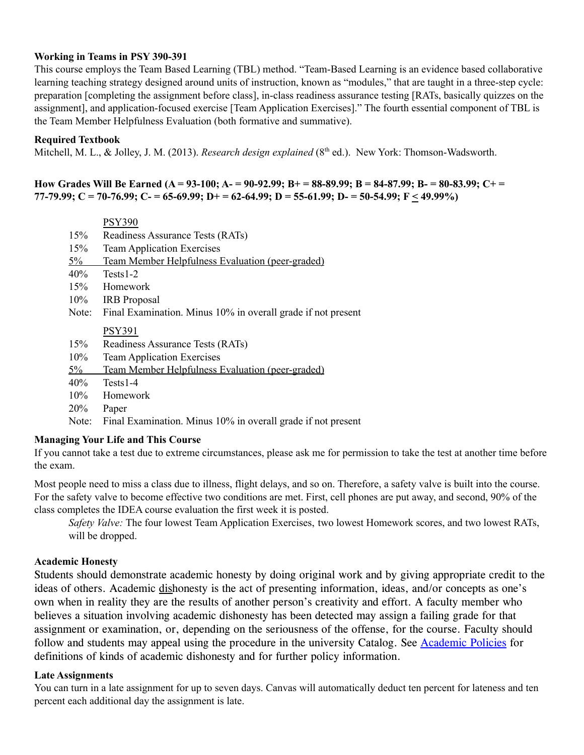**Working in Teams in PSY 390-391**

This course employs the Team Based Learning (TBL) method. "Team-Based Learning is an evidence based collaborative learning teaching strategy designed around units of instruction, known as "modules," that are taught in a three-step cycle: preparation [completing the assignment before class], in-class readiness assurance testing [RATs, basically quizzes on the assignment], and application-focused exercise [Team Application Exercises]." The fourth essential component of TBL is the Team Member Helpfulness Evaluation (both formative and summative).

**Required Textbook**

Mitchell, M. L., & Jolley, J. M. (2013). *Research design explained* (8th ed.). New York: Thomson-Wadsworth.

**How Grades Will Be Earned (A = 93-100; A- = 90-92.99; B+ = 88-89.99; B = 84-87.99; B- = 80-83.99; C+ = 77-79.99; C = 70-76.99; C- = 65-69.99; D+ = 62-64.99; D = 55-61.99; D- = 50-54.99; F ≤ 49.99%)**

| | PSY390 |
|---|---|
| 15% | Readiness Assurance Tests (RATs) |
| 15% | Team Application Exercises |
| 5% | Team Member Helpfulness Evaluation (peer-graded) |
| 40% | Tests1-2 |
| 15% | Homework |
| 10% | IRB Proposal |
| Note: | Final Examination. Minus 10% in overall grade if not present |

| | PSY391 |
|---|---|
| 15% | Readiness Assurance Tests (RATs) |
| 10% | Team Application Exercises |
| 5% | Team Member Helpfulness Evaluation (peer-graded) |
| 40% | Tests1-4 |
| 10% | Homework |
| 20% | Paper |
| Note: | Final Examination. Minus 10% in overall grade if not present |

**Managing Your Life and This Course**

If you cannot take a test due to extreme circumstances, please ask me for permission to take the test at another time before the exam.

Most people need to miss a class due to illness, flight delays, and so on. Therefore, a safety valve is built into the course. For the safety valve to become effective two conditions are met. First, cell phones are put away, and second, 90% of the class completes the IDEA course evaluation the first week it is posted.

> *Safety Valve:* The four lowest Team Application Exercises, two lowest Homework scores, and two lowest RATs, will be dropped.

**Academic Honesty**

Students should demonstrate academic honesty by doing original work and by giving appropriate credit to the ideas of others. Academic dishonesty is the act of presenting information, ideas, and/or concepts as one's own when in reality they are the results of another person's creativity and effort. A faculty member who believes a situation involving academic dishonesty has been detected may assign a failing grade for that assignment or examination, or, depending on the seriousness of the offense, for the course. Faculty should follow and students may appeal using the procedure in the university Catalog. See Academic Policies for definitions of kinds of academic dishonesty and for further policy information.

**Late Assignments**

You can turn in a late assignment for up to seven days. Canvas will automatically deduct ten percent for lateness and ten percent each additional day the assignment is late.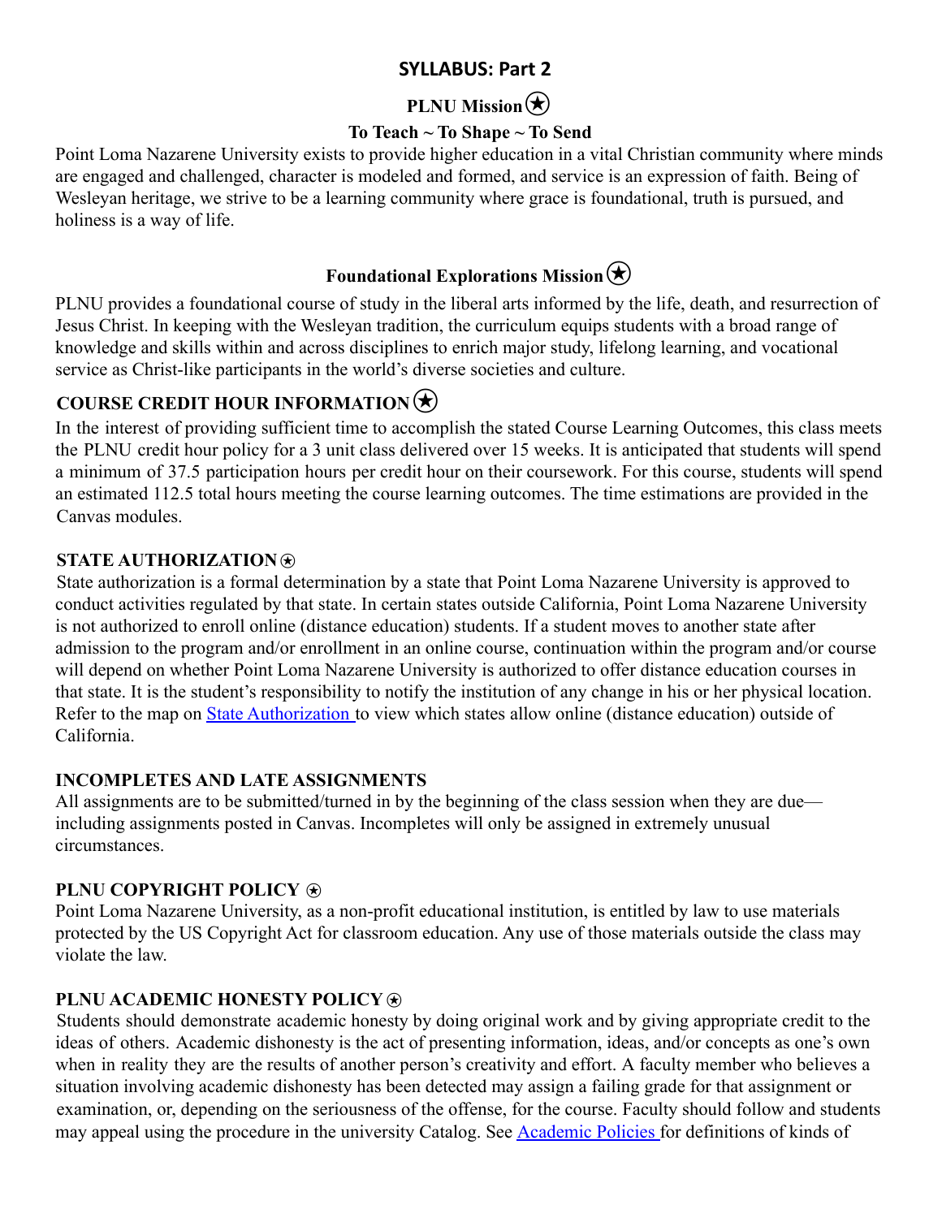## SYLLABUS: Part 2

### PLNU Mission ㊍

**To Teach ~ To Shape ~ To Send**

Point Loma Nazarene University exists to provide higher education in a vital Christian community where minds are engaged and challenged, character is modeled and formed, and service is an expression of faith. Being of Wesleyan heritage, we strive to be a learning community where grace is foundational, truth is pursued, and holiness is a way of life.

### Foundational Explorations Mission ㊍

PLNU provides a foundational course of study in the liberal arts informed by the life, death, and resurrection of Jesus Christ. In keeping with the Wesleyan tradition, the curriculum equips students with a broad range of knowledge and skills within and across disciplines to enrich major study, lifelong learning, and vocational service as Christ-like participants in the world's diverse societies and culture.

### COURSE CREDIT HOUR INFORMATION ㊍

In the interest of providing sufficient time to accomplish the stated Course Learning Outcomes, this class meets the PLNU credit hour policy for a 3 unit class delivered over 15 weeks. It is anticipated that students will spend a minimum of 37.5 participation hours per credit hour on their coursework. For this course, students will spend an estimated 112.5 total hours meeting the course learning outcomes. The time estimations are provided in the Canvas modules.

### STATE AUTHORIZATION ㊍

State authorization is a formal determination by a state that Point Loma Nazarene University is approved to conduct activities regulated by that state. In certain states outside California, Point Loma Nazarene University is not authorized to enroll online (distance education) students. If a student moves to another state after admission to the program and/or enrollment in an online course, continuation within the program and/or course will depend on whether Point Loma Nazarene University is authorized to offer distance education courses in that state. It is the student's responsibility to notify the institution of any change in his or her physical location. Refer to the map on State Authorization to view which states allow online (distance education) outside of California.

### INCOMPLETES AND LATE ASSIGNMENTS

All assignments are to be submitted/turned in by the beginning of the class session when they are due—including assignments posted in Canvas. Incompletes will only be assigned in extremely unusual circumstances.

### PLNU COPYRIGHT POLICY ㊍

Point Loma Nazarene University, as a non-profit educational institution, is entitled by law to use materials protected by the US Copyright Act for classroom education. Any use of those materials outside the class may violate the law.

### PLNU ACADEMIC HONESTY POLICY ㊍

Students should demonstrate academic honesty by doing original work and by giving appropriate credit to the ideas of others. Academic dishonesty is the act of presenting information, ideas, and/or concepts as one's own when in reality they are the results of another person's creativity and effort. A faculty member who believes a situation involving academic dishonesty has been detected may assign a failing grade for that assignment or examination, or, depending on the seriousness of the offense, for the course. Faculty should follow and students may appeal using the procedure in the university Catalog. See Academic Policies for definitions of kinds of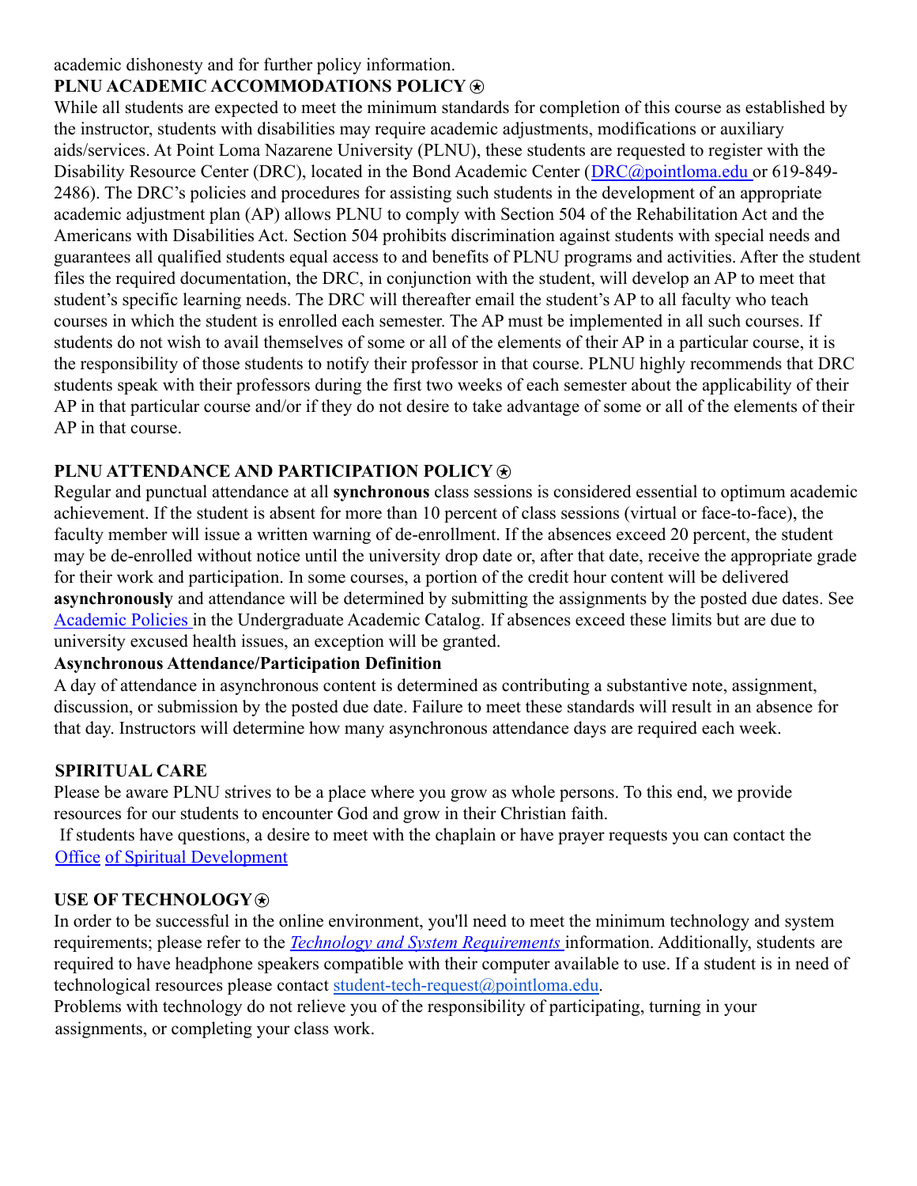academic dishonesty and for further policy information.

**PLNU ACADEMIC ACCOMMODATIONS POLICY ⍟**

While all students are expected to meet the minimum standards for completion of this course as established by the instructor, students with disabilities may require academic adjustments, modifications or auxiliary aids/services. At Point Loma Nazarene University (PLNU), these students are requested to register with the Disability Resource Center (DRC), located in the Bond Academic Center (DRC@pointloma.edu or 619-849-2486). The DRC's policies and procedures for assisting such students in the development of an appropriate academic adjustment plan (AP) allows PLNU to comply with Section 504 of the Rehabilitation Act and the Americans with Disabilities Act. Section 504 prohibits discrimination against students with special needs and guarantees all qualified students equal access to and benefits of PLNU programs and activities. After the student files the required documentation, the DRC, in conjunction with the student, will develop an AP to meet that student's specific learning needs. The DRC will thereafter email the student's AP to all faculty who teach courses in which the student is enrolled each semester. The AP must be implemented in all such courses. If students do not wish to avail themselves of some or all of the elements of their AP in a particular course, it is the responsibility of those students to notify their professor in that course. PLNU highly recommends that DRC students speak with their professors during the first two weeks of each semester about the applicability of their AP in that particular course and/or if they do not desire to take advantage of some or all of the elements of their AP in that course.

**PLNU ATTENDANCE AND PARTICIPATION POLICY ⍟**

Regular and punctual attendance at all **synchronous** class sessions is considered essential to optimum academic achievement. If the student is absent for more than 10 percent of class sessions (virtual or face-to-face), the faculty member will issue a written warning of de-enrollment. If the absences exceed 20 percent, the student may be de-enrolled without notice until the university drop date or, after that date, receive the appropriate grade for their work and participation. In some courses, a portion of the credit hour content will be delivered **asynchronously** and attendance will be determined by submitting the assignments by the posted due dates. See Academic Policies in the Undergraduate Academic Catalog. If absences exceed these limits but are due to university excused health issues, an exception will be granted.

**Asynchronous Attendance/Participation Definition**

A day of attendance in asynchronous content is determined as contributing a substantive note, assignment, discussion, or submission by the posted due date. Failure to meet these standards will result in an absence for that day. Instructors will determine how many asynchronous attendance days are required each week.

**SPIRITUAL CARE**

Please be aware PLNU strives to be a place where you grow as whole persons. To this end, we provide resources for our students to encounter God and grow in their Christian faith.

If students have questions, a desire to meet with the chaplain or have prayer requests you can contact the Office of Spiritual Development

**USE OF TECHNOLOGY ⍟**

In order to be successful in the online environment, you'll need to meet the minimum technology and system requirements; please refer to the *Technology and System Requirements* information. Additionally, students are required to have headphone speakers compatible with their computer available to use. If a student is in need of technological resources please contact student-tech-request@pointloma.edu.

Problems with technology do not relieve you of the responsibility of participating, turning in your assignments, or completing your class work.